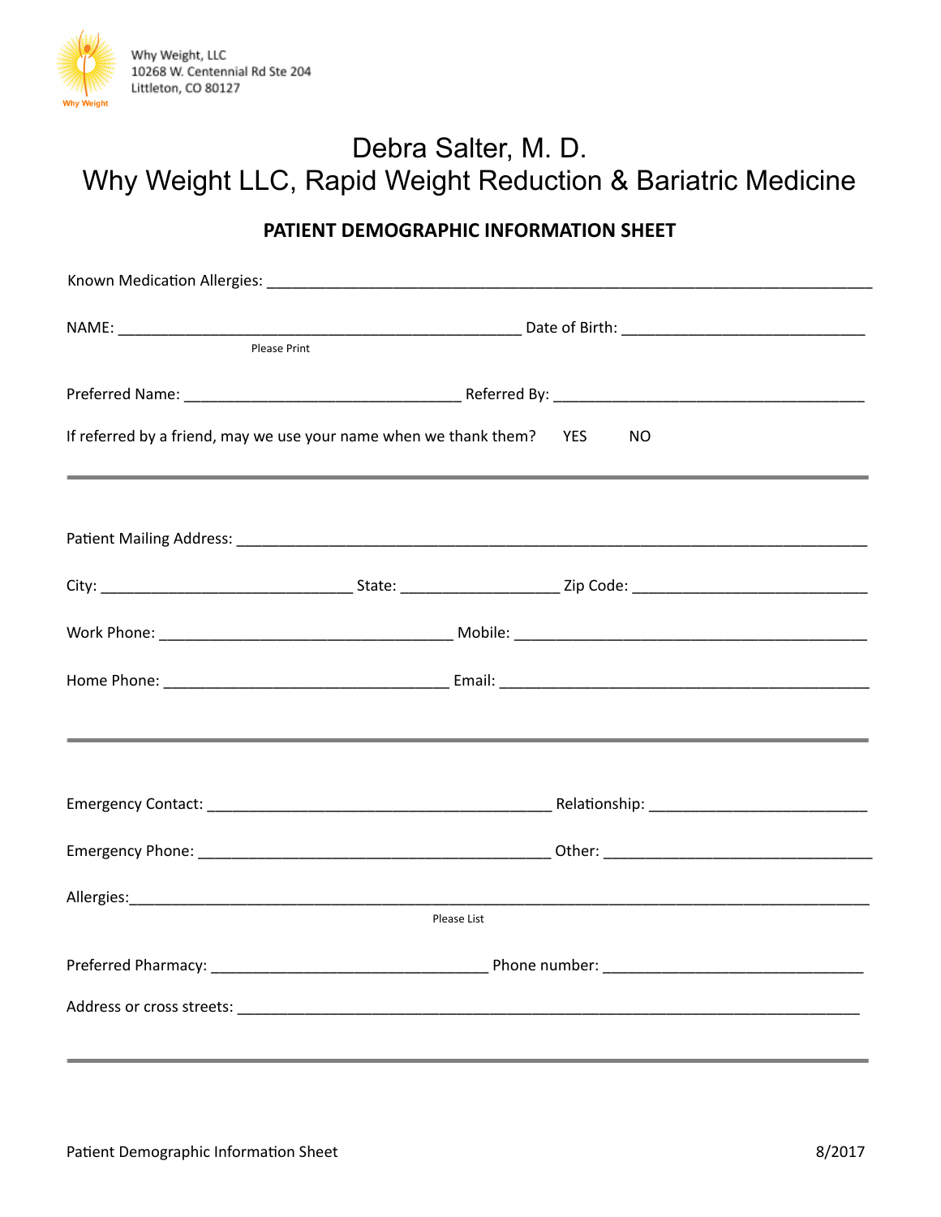Why Weight, LLC
10268 W. Centennial Rd Ste 204
Littleton, CO 80127

# Debra Salter, M. D.
# Why Weight LLC, Rapid Weight Reduction & Bariatric Medicine

## PATIENT DEMOGRAPHIC INFORMATION SHEET

Known Medication Allergies: ______________________________________________

NAME: ______________________________ Date of Birth: ______________________
Please Print

Preferred Name: ______________________ Referred By: ______________________

If referred by a friend, may we use your name when we thank them? YES NO

---

Patient Mailing Address: ______________________________________________

City: ____________________ State: ____________ Zip Code: __________________

Work Phone: ______________________ Mobile: ______________________________

Home Phone: ______________________ Email: ______________________________

---

Emergency Contact: __________________________ Relationship: ________________

Emergency Phone: ___________________________ Other: ______________________

Allergies: ____________________________________________________________
Please List

Preferred Pharmacy: ______________________ Phone number: ____________________

Address or cross streets: ______________________________________________

---

Patient Demographic Information Sheet 8/2017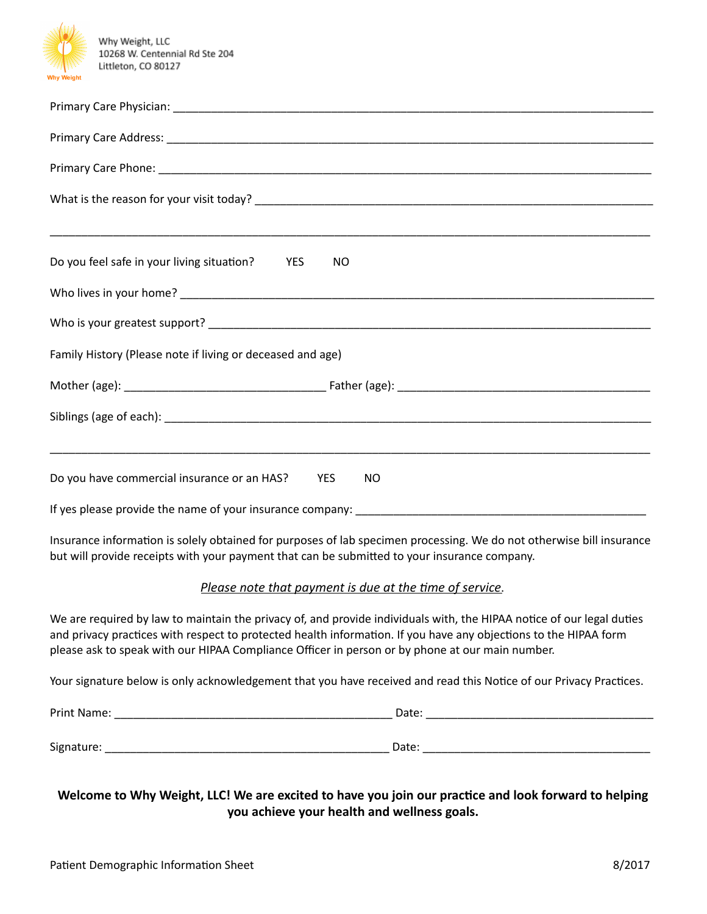Why Weight, LLC
10268 W. Centennial Rd Ste 204
Littleton, CO 80127

Primary Care Physician: ___________________________________________

Primary Care Address: ___________________________________________

Primary Care Phone: ___________________________________________

What is the reason for your visit today? ___________________________________________

___________________________________________

Do you feel safe in your living situation? YES NO

Who lives in your home? ___________________________________________

Who is your greatest support? ___________________________________________

Family History (Please note if living or deceased and age)

Mother (age): ____________________ Father (age): ____________________

Siblings (age of each): ___________________________________________

___________________________________________

Do you have commercial insurance or an HAS? YES NO

If yes please provide the name of your insurance company: ______________________________

Insurance information is solely obtained for purposes of lab specimen processing. We do not otherwise bill insurance but will provide receipts with your payment that can be submitted to your insurance company.

*Please note that payment is due at the time of service.*

We are required by law to maintain the privacy of, and provide individuals with, the HIPAA notice of our legal duties and privacy practices with respect to protected health information. If you have any objections to the HIPAA form please ask to speak with our HIPAA Compliance Officer in person or by phone at our main number.

Your signature below is only acknowledgement that you have received and read this Notice of our Privacy Practices.

Print Name: ______________________________ Date: ____________________

Signature: ______________________________ Date: ____________________

**Welcome to Why Weight, LLC! We are excited to have you join our practice and look forward to helping you achieve your health and wellness goals.**

Patient Demographic Information Sheet 8/2017